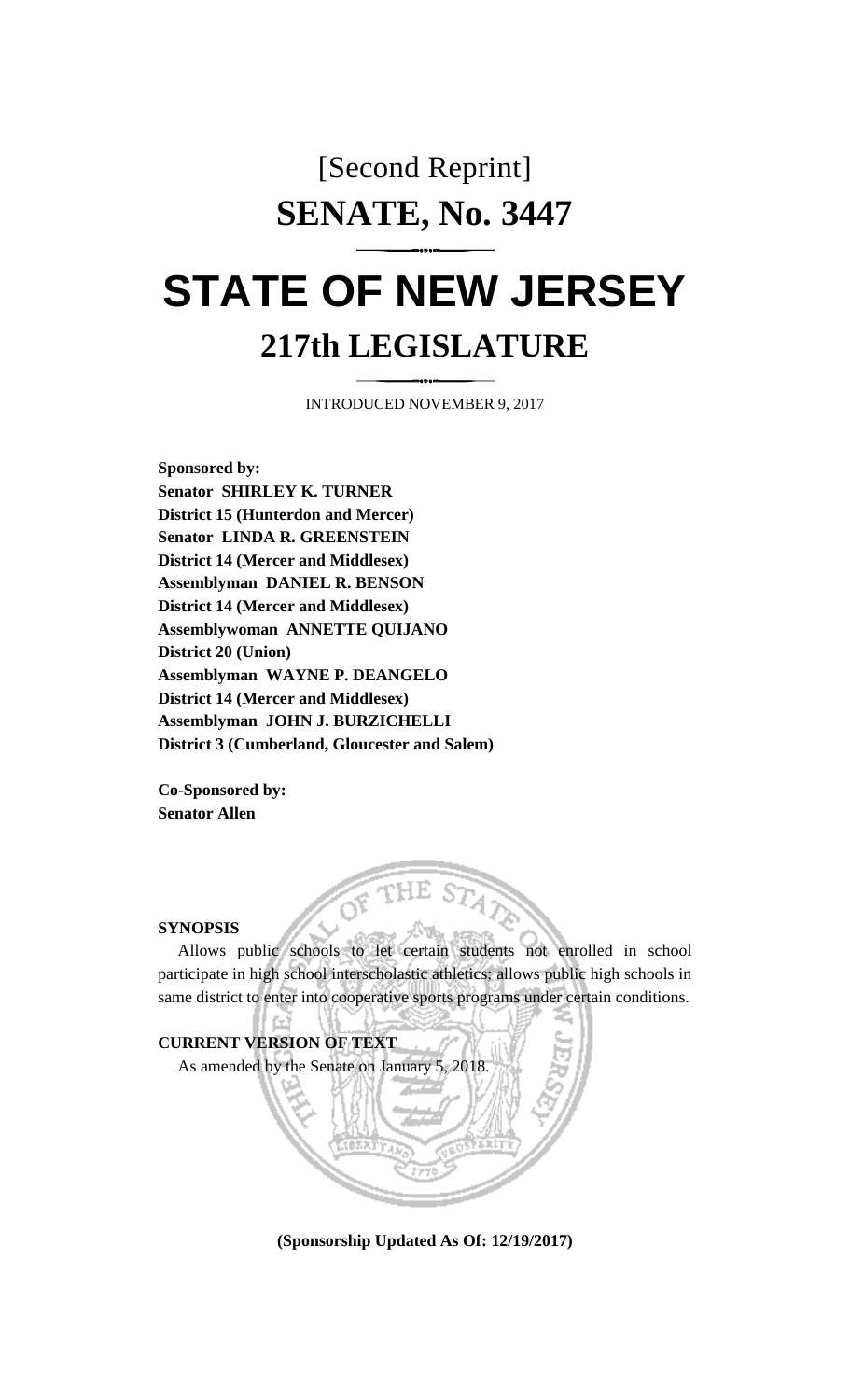# [Second Reprint]

# SENATE, No. 3447

# STATE OF NEW JERSEY

## 217th LEGISLATURE

INTRODUCED NOVEMBER 9, 2017

**Sponsored by:**
**Senator SHIRLEY K. TURNER**
**District 15 (Hunterdon and Mercer)**
**Senator LINDA R. GREENSTEIN**
**District 14 (Mercer and Middlesex)**
**Assemblyman DANIEL R. BENSON**
**District 14 (Mercer and Middlesex)**
**Assemblywoman ANNETTE QUIJANO**
**District 20 (Union)**
**Assemblyman WAYNE P. DEANGELO**
**District 14 (Mercer and Middlesex)**
**Assemblyman JOHN J. BURZICHELLI**
**District 3 (Cumberland, Gloucester and Salem)**

**Co-Sponsored by:**
**Senator Allen**

**SYNOPSIS**

Allows public schools to let certain students not enrolled in school participate in high school interscholastic athletics; allows public high schools in same district to enter into cooperative sports programs under certain conditions.

**CURRENT VERSION OF TEXT**

As amended by the Senate on January 5, 2018.

**(Sponsorship Updated As Of: 12/19/2017)**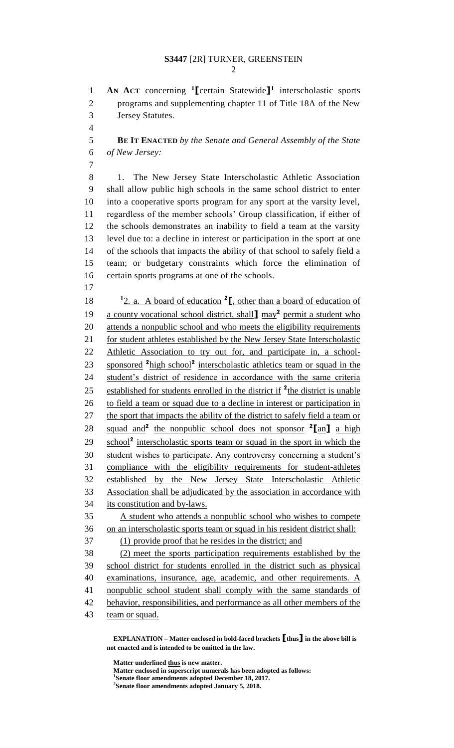AN ACT concerning [1][certain Statewide][1] interscholastic sports programs and supplementing chapter 11 of Title 18A of the New Jersey Statutes.

**BE IT ENACTED** *by the Senate and General Assembly of the State of New Jersey:*

1. The New Jersey State Interscholastic Athletic Association shall allow public high schools in the same school district to enter into a cooperative sports program for any sport at the varsity level, regardless of the member schools' Group classification, if either of the schools demonstrates an inability to field a team at the varsity level due to: a decline in interest or participation in the sport at one of the schools that impacts the ability of that school to safely field a team; or budgetary constraints which force the elimination of certain sports programs at one of the schools.

[1]2. a. A board of education [2][, other than a board of education of a county vocational school district, shall] may[2] permit a student who attends a nonpublic school and who meets the eligibility requirements for student athletes established by the New Jersey State Interscholastic Athletic Association to try out for, and participate in, a school-sponsored [2]high school[2] interscholastic athletics team or squad in the student's district of residence in accordance with the same criteria established for students enrolled in the district if [2]the district is unable to field a team or squad due to a decline in interest or participation in the sport that impacts the ability of the district to safely field a team or squad and[2] the nonpublic school does not sponsor [2][an] a high school[2] interscholastic sports team or squad in the sport in which the student wishes to participate. Any controversy concerning a student's compliance with the eligibility requirements for student-athletes established by the New Jersey State Interscholastic Athletic Association shall be adjudicated by the association in accordance with its constitution and by-laws.

A student who attends a nonpublic school who wishes to compete on an interscholastic sports team or squad in his resident district shall:

(1) provide proof that he resides in the district; and

(2) meet the sports participation requirements established by the school district for students enrolled in the district such as physical examinations, insurance, age, academic, and other requirements. A nonpublic school student shall comply with the same standards of behavior, responsibilities, and performance as all other members of the team or squad.

**EXPLANATION – Matter enclosed in bold-faced brackets [thus] in the above bill is not enacted and is intended to be omitted in the law.**

**Matter underlined thus is new matter.**
**Matter enclosed in superscript numerals has been adopted as follows:**
**[1]Senate floor amendments adopted December 18, 2017.**
**[2]Senate floor amendments adopted January 5, 2018.**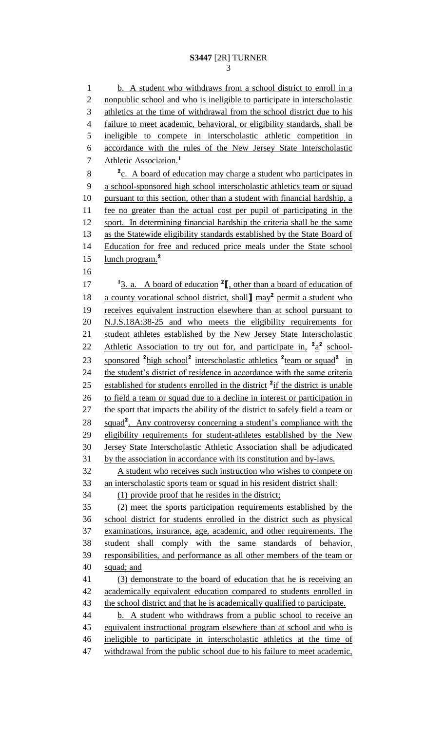b. A student who withdraws from a school district to enroll in a nonpublic school and who is ineligible to participate in interscholastic athletics at the time of withdrawal from the school district due to his failure to meet academic, behavioral, or eligibility standards, shall be ineligible to compete in interscholastic athletic competition in accordance with the rules of the New Jersey State Interscholastic Athletic Association.[1]

[2]c. A board of education may charge a student who participates in a school-sponsored high school interscholastic athletics team or squad pursuant to this section, other than a student with financial hardship, a fee no greater than the actual cost per pupil of participating in the sport. In determining financial hardship the criteria shall be the same as the Statewide eligibility standards established by the State Board of Education for free and reduced price meals under the State school lunch program.[2]

[1]3. a. A board of education [2][, other than a board of education of a county vocational school district, shall] may[2] permit a student who receives equivalent instruction elsewhere than at school pursuant to N.J.S.18A:38-25 and who meets the eligibility requirements for student athletes established by the New Jersey State Interscholastic Athletic Association to try out for, and participate in, [2]a[2] school-sponsored [2]high school[2] interscholastic athletics [2]team or squad[2] in the student's district of residence in accordance with the same criteria established for students enrolled in the district [2]if the district is unable to field a team or squad due to a decline in interest or participation in the sport that impacts the ability of the district to safely field a team or squad[2]. Any controversy concerning a student's compliance with the eligibility requirements for student-athletes established by the New Jersey State Interscholastic Athletic Association shall be adjudicated by the association in accordance with its constitution and by-laws.

A student who receives such instruction who wishes to compete on an interscholastic sports team or squad in his resident district shall:

(1) provide proof that he resides in the district;

(2) meet the sports participation requirements established by the school district for students enrolled in the district such as physical examinations, insurance, age, academic, and other requirements. The student shall comply with the same standards of behavior, responsibilities, and performance as all other members of the team or squad; and

(3) demonstrate to the board of education that he is receiving an academically equivalent education compared to students enrolled in the school district and that he is academically qualified to participate.

b. A student who withdraws from a public school to receive an equivalent instructional program elsewhere than at school and who is ineligible to participate in interscholastic athletics at the time of withdrawal from the public school due to his failure to meet academic,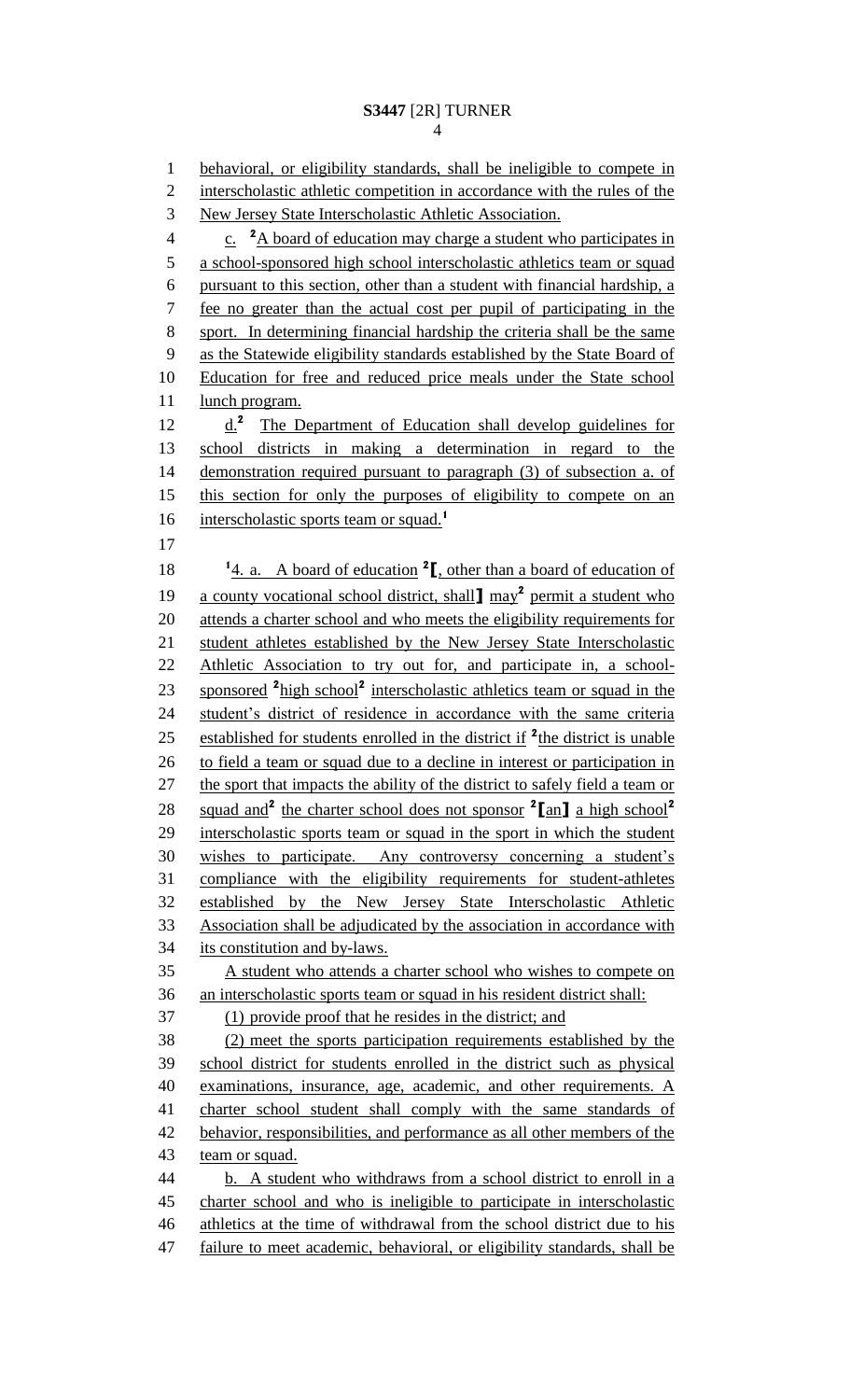behavioral, or eligibility standards, shall be ineligible to compete in interscholastic athletic competition in accordance with the rules of the New Jersey State Interscholastic Athletic Association.

c. [2]A board of education may charge a student who participates in a school-sponsored high school interscholastic athletics team or squad pursuant to this section, other than a student with financial hardship, a fee no greater than the actual cost per pupil of participating in the sport. In determining financial hardship the criteria shall be the same as the Statewide eligibility standards established by the State Board of Education for free and reduced price meals under the State school lunch program.

d.[2] The Department of Education shall develop guidelines for school districts in making a determination in regard to the demonstration required pursuant to paragraph (3) of subsection a. of this section for only the purposes of eligibility to compete on an interscholastic sports team or squad.[1]

[1]4. a. A board of education [2][, other than a board of education of a county vocational school district, shall] may[2] permit a student who attends a charter school and who meets the eligibility requirements for student athletes established by the New Jersey State Interscholastic Athletic Association to try out for, and participate in, a school-sponsored [2]high school[2] interscholastic athletics team or squad in the student's district of residence in accordance with the same criteria established for students enrolled in the district if [2]the district is unable to field a team or squad due to a decline in interest or participation in the sport that impacts the ability of the district to safely field a team or squad and[2] the charter school does not sponsor [2][an] a high school[2] interscholastic sports team or squad in the sport in which the student wishes to participate. Any controversy concerning a student's compliance with the eligibility requirements for student-athletes established by the New Jersey State Interscholastic Athletic Association shall be adjudicated by the association in accordance with its constitution and by-laws.

A student who attends a charter school who wishes to compete on an interscholastic sports team or squad in his resident district shall:

(1) provide proof that he resides in the district; and

(2) meet the sports participation requirements established by the school district for students enrolled in the district such as physical examinations, insurance, age, academic, and other requirements. A charter school student shall comply with the same standards of behavior, responsibilities, and performance as all other members of the team or squad.

b. A student who withdraws from a school district to enroll in a charter school and who is ineligible to participate in interscholastic athletics at the time of withdrawal from the school district due to his failure to meet academic, behavioral, or eligibility standards, shall be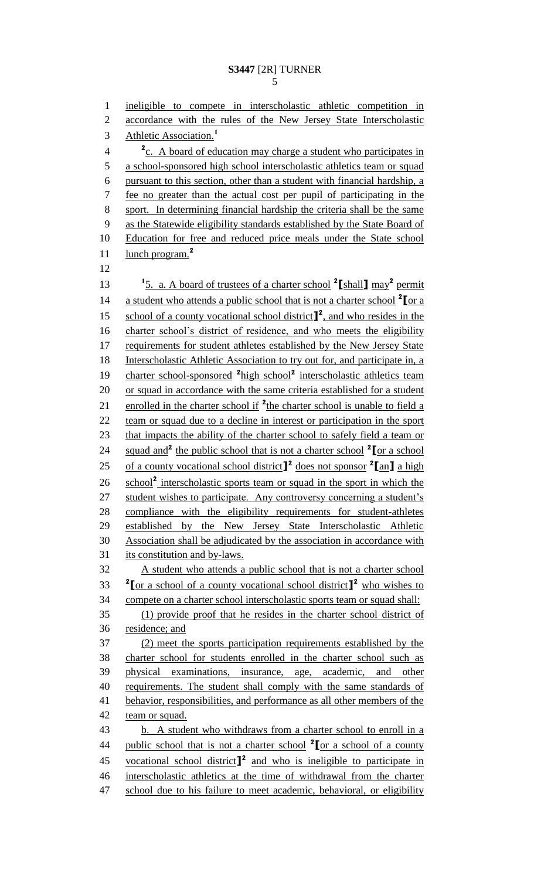ineligible to compete in interscholastic athletic competition in accordance with the rules of the New Jersey State Interscholastic Athletic Association.[1]

[2]c. A board of education may charge a student who participates in a school-sponsored high school interscholastic athletics team or squad pursuant to this section, other than a student with financial hardship, a fee no greater than the actual cost per pupil of participating in the sport. In determining financial hardship the criteria shall be the same as the Statewide eligibility standards established by the State Board of Education for free and reduced price meals under the State school lunch program.[2]

[1]5. a. A board of trustees of a charter school [2]⟦shall⟧ may[2] permit a student who attends a public school that is not a charter school [2]⟦or a school of a county vocational school district⟧[2], and who resides in the charter school's district of residence, and who meets the eligibility requirements for student athletes established by the New Jersey State Interscholastic Athletic Association to try out for, and participate in, a charter school-sponsored [2]high school[2] interscholastic athletics team or squad in accordance with the same criteria established for a student enrolled in the charter school if [2]the charter school is unable to field a team or squad due to a decline in interest or participation in the sport that impacts the ability of the charter school to safely field a team or squad and[2] the public school that is not a charter school [2]⟦or a school of a county vocational school district⟧[2] does not sponsor [2]⟦an⟧ a high school[2] interscholastic sports team or squad in the sport in which the student wishes to participate. Any controversy concerning a student's compliance with the eligibility requirements for student-athletes established by the New Jersey State Interscholastic Athletic Association shall be adjudicated by the association in accordance with its constitution and by-laws.

A student who attends a public school that is not a charter school [2]⟦or a school of a county vocational school district⟧[2] who wishes to compete on a charter school interscholastic sports team or squad shall:

(1) provide proof that he resides in the charter school district of residence; and

(2) meet the sports participation requirements established by the charter school for students enrolled in the charter school such as physical examinations, insurance, age, academic, and other requirements. The student shall comply with the same standards of behavior, responsibilities, and performance as all other members of the team or squad.

b. A student who withdraws from a charter school to enroll in a public school that is not a charter school [2]⟦or a school of a county vocational school district⟧[2] and who is ineligible to participate in interscholastic athletics at the time of withdrawal from the charter school due to his failure to meet academic, behavioral, or eligibility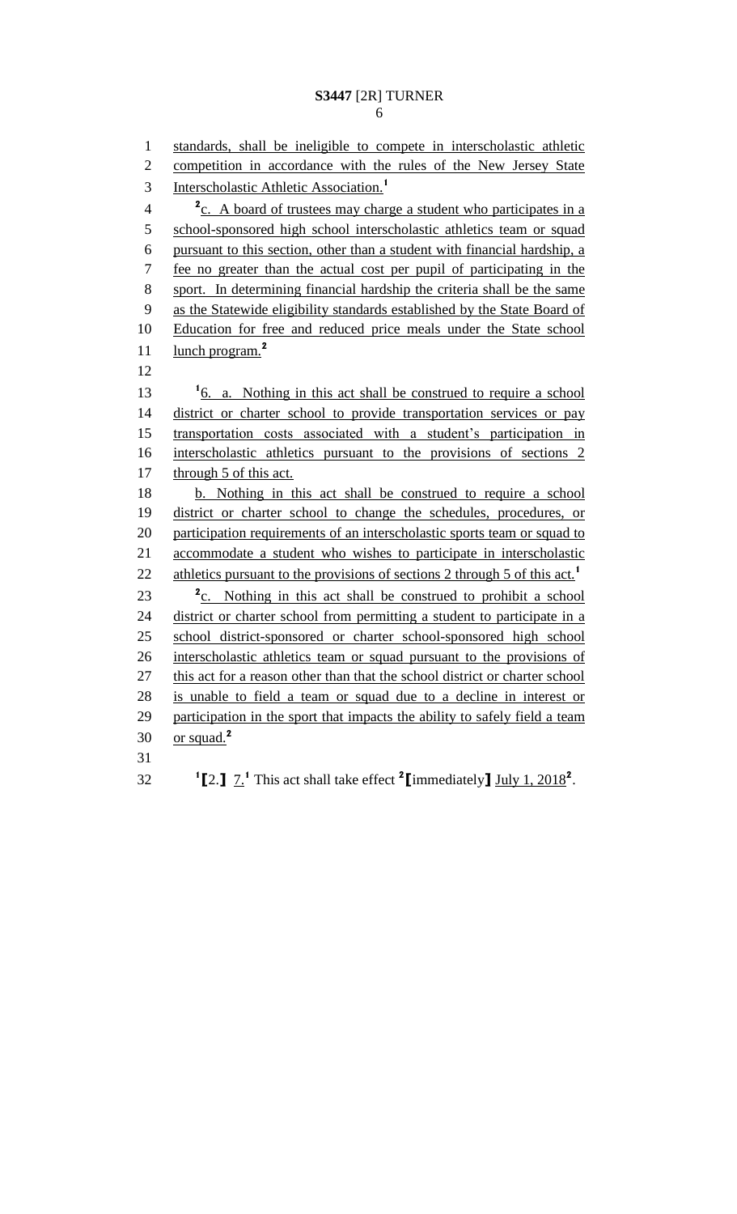standards, shall be ineligible to compete in interscholastic athletic competition in accordance with the rules of the New Jersey State Interscholastic Athletic Association.[1]

[2]c. A board of trustees may charge a student who participates in a school-sponsored high school interscholastic athletics team or squad pursuant to this section, other than a student with financial hardship, a fee no greater than the actual cost per pupil of participating in the sport. In determining financial hardship the criteria shall be the same as the Statewide eligibility standards established by the State Board of Education for free and reduced price meals under the State school lunch program.[2]

[1]6. a. Nothing in this act shall be construed to require a school district or charter school to provide transportation services or pay transportation costs associated with a student's participation in interscholastic athletics pursuant to the provisions of sections 2 through 5 of this act.

b. Nothing in this act shall be construed to require a school district or charter school to change the schedules, procedures, or participation requirements of an interscholastic sports team or squad to accommodate a student who wishes to participate in interscholastic athletics pursuant to the provisions of sections 2 through 5 of this act.[1]

[2]c. Nothing in this act shall be construed to prohibit a school district or charter school from permitting a student to participate in a school district-sponsored or charter school-sponsored high school interscholastic athletics team or squad pursuant to the provisions of this act for a reason other than that the school district or charter school is unable to field a team or squad due to a decline in interest or participation in the sport that impacts the ability to safely field a team or squad.[2]

[1][2.] 7.[1] This act shall take effect [2][immediately] July 1, 2018[2].